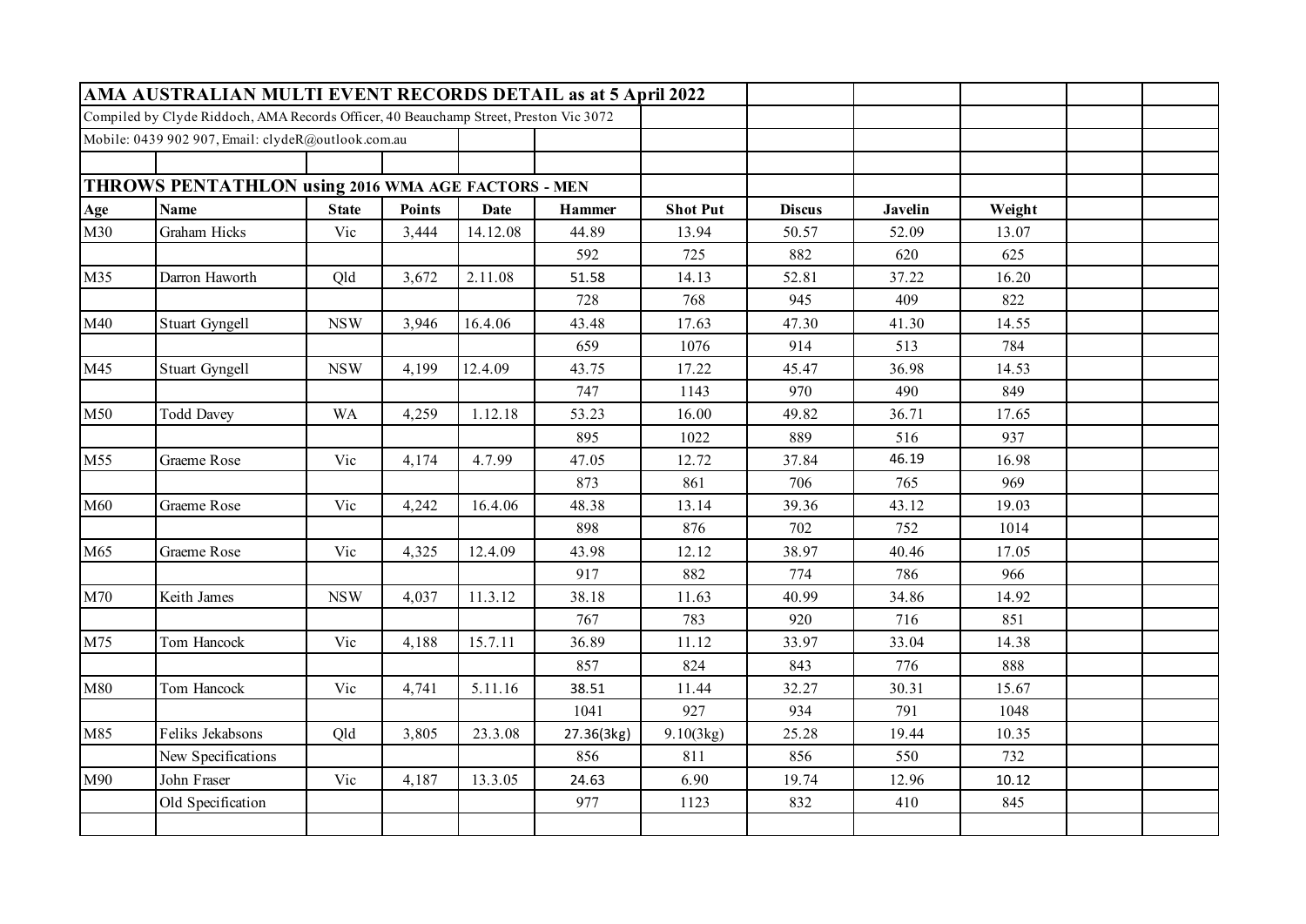# AMA AUSTRALIAN MULTI EVENT RECORDS DETAIL as at 5 April 2022

Compiled by Clyde Riddoch, AMA Records Officer, 40 Beauchamp Street, Preston Vic 3072

Mobile: 0439 902 907, Email: clydeR@outlook.com.au

## THROWS PENTATHLON using 2016 WMA AGE FACTORS - MEN

| Age | Name | State | Points | Date | Hammer | Shot Put | Discus | Javelin | Weight |
|---|---|---|---|---|---|---|---|---|---|
| M30 | Graham Hicks | Vic | 3,444 | 14.12.08 | 44.89 | 13.94 | 50.57 | 52.09 | 13.07 |
| | | | | | 592 | 725 | 882 | 620 | 625 |
| M35 | Darron Haworth | Qld | 3,672 | 2.11.08 | 51.58 | 14.13 | 52.81 | 37.22 | 16.20 |
| | | | | | 728 | 768 | 945 | 409 | 822 |
| M40 | Stuart Gyngell | NSW | 3,946 | 16.4.06 | 43.48 | 17.63 | 47.30 | 41.30 | 14.55 |
| | | | | | 659 | 1076 | 914 | 513 | 784 |
| M45 | Stuart Gyngell | NSW | 4,199 | 12.4.09 | 43.75 | 17.22 | 45.47 | 36.98 | 14.53 |
| | | | | | 747 | 1143 | 970 | 490 | 849 |
| M50 | Todd Davey | WA | 4,259 | 1.12.18 | 53.23 | 16.00 | 49.82 | 36.71 | 17.65 |
| | | | | | 895 | 1022 | 889 | 516 | 937 |
| M55 | Graeme Rose | Vic | 4,174 | 4.7.99 | 47.05 | 12.72 | 37.84 | 46.19 | 16.98 |
| | | | | | 873 | 861 | 706 | 765 | 969 |
| M60 | Graeme Rose | Vic | 4,242 | 16.4.06 | 48.38 | 13.14 | 39.36 | 43.12 | 19.03 |
| | | | | | 898 | 876 | 702 | 752 | 1014 |
| M65 | Graeme Rose | Vic | 4,325 | 12.4.09 | 43.98 | 12.12 | 38.97 | 40.46 | 17.05 |
| | | | | | 917 | 882 | 774 | 786 | 966 |
| M70 | Keith James | NSW | 4,037 | 11.3.12 | 38.18 | 11.63 | 40.99 | 34.86 | 14.92 |
| | | | | | 767 | 783 | 920 | 716 | 851 |
| M75 | Tom Hancock | Vic | 4,188 | 15.7.11 | 36.89 | 11.12 | 33.97 | 33.04 | 14.38 |
| | | | | | 857 | 824 | 843 | 776 | 888 |
| M80 | Tom Hancock | Vic | 4,741 | 5.11.16 | 38.51 | 11.44 | 32.27 | 30.31 | 15.67 |
| | | | | | 1041 | 927 | 934 | 791 | 1048 |
| M85 | Feliks Jekabsons | Qld | 3,805 | 23.3.08 | 27.36(3kg) | 9.10(3kg) | 25.28 | 19.44 | 10.35 |
| | New Specifications | | | | 856 | 811 | 856 | 550 | 732 |
| M90 | John Fraser | Vic | 4,187 | 13.3.05 | 24.63 | 6.90 | 19.74 | 12.96 | 10.12 |
| | Old Specification | | | | 977 | 1123 | 832 | 410 | 845 |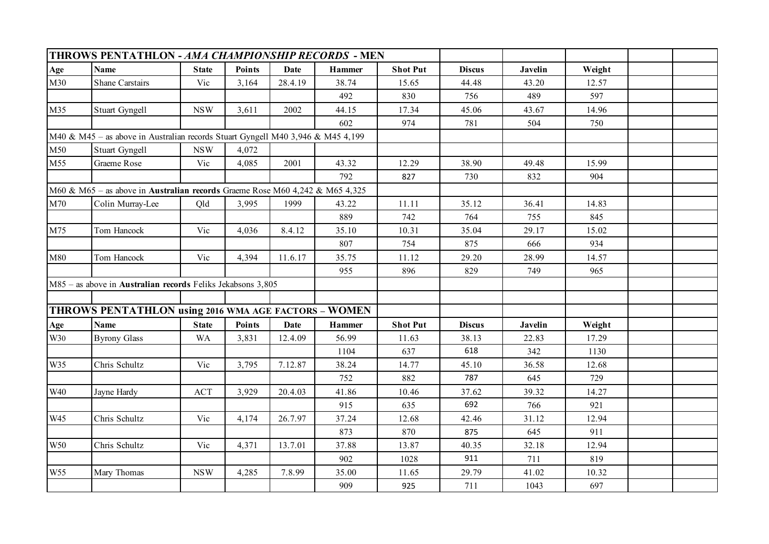| THROWS PENTATHLON - *AMA CHAMPIONSHIP RECORDS* - MEN | | | | | | | | | | | |
|---|---|---|---|---|---|---|---|---|---|---|---|
| **Age** | **Name** | **State** | **Points** | **Date** | **Hammer** | **Shot Put** | **Discus** | **Javelin** | **Weight** | | |
| M30 | Shane Carstairs | Vic | 3,164 | 28.4.19 | 38.74 | 15.65 | 44.48 | 43.20 | 12.57 | | |
| | | | | | 492 | 830 | 756 | 489 | 597 | | |
| M35 | Stuart Gyngell | NSW | 3,611 | 2002 | 44.15 | 17.34 | 45.06 | 43.67 | 14.96 | | |
| | | | | | 602 | 974 | 781 | 504 | 750 | | |
| M40 & M45 – as above in Australian records Stuart Gyngell M40 3,946 & M45 4,199 | | | | | | | | | | | |
| M50 | Stuart Gyngell | NSW | 4,072 | | | | | | | | |
| M55 | Graeme Rose | Vic | 4,085 | 2001 | 43.32 | 12.29 | 38.90 | 49.48 | 15.99 | | |
| | | | | | 792 | 827 | 730 | 832 | 904 | | |
| M60 & M65 – as above in **Australian records** Graeme Rose M60 4,242 & M65 4,325 | | | | | | | | | | | |
| M70 | Colin Murray-Lee | Qld | 3,995 | 1999 | 43.22 | 11.11 | 35.12 | 36.41 | 14.83 | | |
| | | | | | 889 | 742 | 764 | 755 | 845 | | |
| M75 | Tom Hancock | Vic | 4,036 | 8.4.12 | 35.10 | 10.31 | 35.04 | 29.17 | 15.02 | | |
| | | | | | 807 | 754 | 875 | 666 | 934 | | |
| M80 | Tom Hancock | Vic | 4,394 | 11.6.17 | 35.75 | 11.12 | 29.20 | 28.99 | 14.57 | | |
| | | | | | 955 | 896 | 829 | 749 | 965 | | |
| M85 – as above in **Australian records** Feliks Jekabsons 3,805 | | | | | | | | | | | |
| | | | | | | | | | | | |
| **THROWS PENTATHLON using 2016 WMA AGE FACTORS – WOMEN** | | | | | | | | | | | |
| **Age** | **Name** | **State** | **Points** | **Date** | **Hammer** | **Shot Put** | **Discus** | **Javelin** | **Weight** | | |
| W30 | Byrony Glass | WA | 3,831 | 12.4.09 | 56.99 | 11.63 | 38.13 | 22.83 | 17.29 | | |
| | | | | | 1104 | 637 | 618 | 342 | 1130 | | |
| W35 | Chris Schultz | Vic | 3,795 | 7.12.87 | 38.24 | 14.77 | 45.10 | 36.58 | 12.68 | | |
| | | | | | 752 | 882 | 787 | 645 | 729 | | |
| W40 | Jayne Hardy | ACT | 3,929 | 20.4.03 | 41.86 | 10.46 | 37.62 | 39.32 | 14.27 | | |
| | | | | | 915 | 635 | 692 | 766 | 921 | | |
| W45 | Chris Schultz | Vic | 4,174 | 26.7.97 | 37.24 | 12.68 | 42.46 | 31.12 | 12.94 | | |
| | | | | | 873 | 870 | 875 | 645 | 911 | | |
| W50 | Chris Schultz | Vic | 4,371 | 13.7.01 | 37.88 | 13.87 | 40.35 | 32.18 | 12.94 | | |
| | | | | | 902 | 1028 | 911 | 711 | 819 | | |
| W55 | Mary Thomas | NSW | 4,285 | 7.8.99 | 35.00 | 11.65 | 29.79 | 41.02 | 10.32 | | |
| | | | | | 909 | 925 | 711 | 1043 | 697 | | |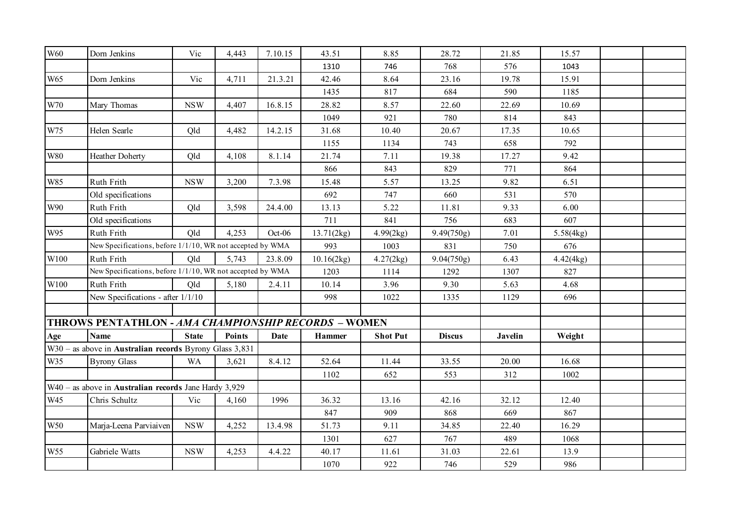| W60 | Dorn Jenkins | Vic | 4,443 | 7.10.15 | 43.51 | 8.85 | 28.72 | 21.85 | 15.57 | | |
|---|---|---|---|---|---|---|---|---|---|---|---|
| | | | | | 1310 | 746 | 768 | 576 | 1043 | | |
| W65 | Dorn Jenkins | Vic | 4,711 | 21.3.21 | 42.46 | 8.64 | 23.16 | 19.78 | 15.91 | | |
| | | | | | 1435 | 817 | 684 | 590 | 1185 | | |
| W70 | Mary Thomas | NSW | 4,407 | 16.8.15 | 28.82 | 8.57 | 22.60 | 22.69 | 10.69 | | |
| | | | | | 1049 | 921 | 780 | 814 | 843 | | |
| W75 | Helen Searle | Qld | 4,482 | 14.2.15 | 31.68 | 10.40 | 20.67 | 17.35 | 10.65 | | |
| | | | | | 1155 | 1134 | 743 | 658 | 792 | | |
| W80 | Heather Doherty | Qld | 4,108 | 8.1.14 | 21.74 | 7.11 | 19.38 | 17.27 | 9.42 | | |
| | | | | | 866 | 843 | 829 | 771 | 864 | | |
| W85 | Ruth Frith | NSW | 3,200 | 7.3.98 | 15.48 | 5.57 | 13.25 | 9.82 | 6.51 | | |
| | Old specifications | | | | 692 | 747 | 660 | 531 | 570 | | |
| W90 | Ruth Frith | Qld | 3,598 | 24.4.00 | 13.13 | 5.22 | 11.81 | 9.33 | 6.00 | | |
| | Old specifications | | | | 711 | 841 | 756 | 683 | 607 | | |
| W95 | Ruth Frith | Qld | 4,253 | Oct-06 | 13.71(2kg) | 4.99(2kg) | 9.49(750g) | 7.01 | 5.58(4kg) | | |
| | New Specifications, before 1/1/10, WR not accepted by WMA | | | | 993 | 1003 | 831 | 750 | 676 | | |
| W100 | Ruth Frith | Qld | 5,743 | 23.8.09 | 10.16(2kg) | 4.27(2kg) | 9.04(750g) | 6.43 | 4.42(4kg) | | |
| | New Specifications, before 1/1/10, WR not accepted by WMA | | | | 1203 | 1114 | 1292 | 1307 | 827 | | |
| W100 | Ruth Frith | Qld | 5,180 | 2.4.11 | 10.14 | 3.96 | 9.30 | 5.63 | 4.68 | | |
| | New Specifications - after 1/1/10 | | | | 998 | 1022 | 1335 | 1129 | 696 | | |
| | | | | | | | | | | | |
| **THROWS PENTATHLON - *AMA CHAMPIONSHIP RECORDS* – WOMEN** | | | | | | | | | | | |
| **Age** | **Name** | **State** | **Points** | **Date** | **Hammer** | **Shot Put** | **Discus** | **Javelin** | **Weight** | | |
| W30 – as above in **Australian records** Byrony Glass 3,831 | | | | | | | | | | | |
| W35 | Byrony Glass | WA | 3,621 | 8.4.12 | 52.64 | 11.44 | 33.55 | 20.00 | 16.68 | | |
| | | | | | 1102 | 652 | 553 | 312 | 1002 | | |
| W40 – as above in **Australian records** Jane Hardy 3,929 | | | | | | | | | | | |
| W45 | Chris Schultz | Vic | 4,160 | 1996 | 36.32 | 13.16 | 42.16 | 32.12 | 12.40 | | |
| | | | | | 847 | 909 | 868 | 669 | 867 | | |
| W50 | Marja-Leena Parviaiven | NSW | 4,252 | 13.4.98 | 51.73 | 9.11 | 34.85 | 22.40 | 16.29 | | |
| | | | | | 1301 | 627 | 767 | 489 | 1068 | | |
| W55 | Gabriele Watts | NSW | 4,253 | 4.4.22 | 40.17 | 11.61 | 31.03 | 22.61 | 13.9 | | |
| | | | | | 1070 | 922 | 746 | 529 | 986 | | |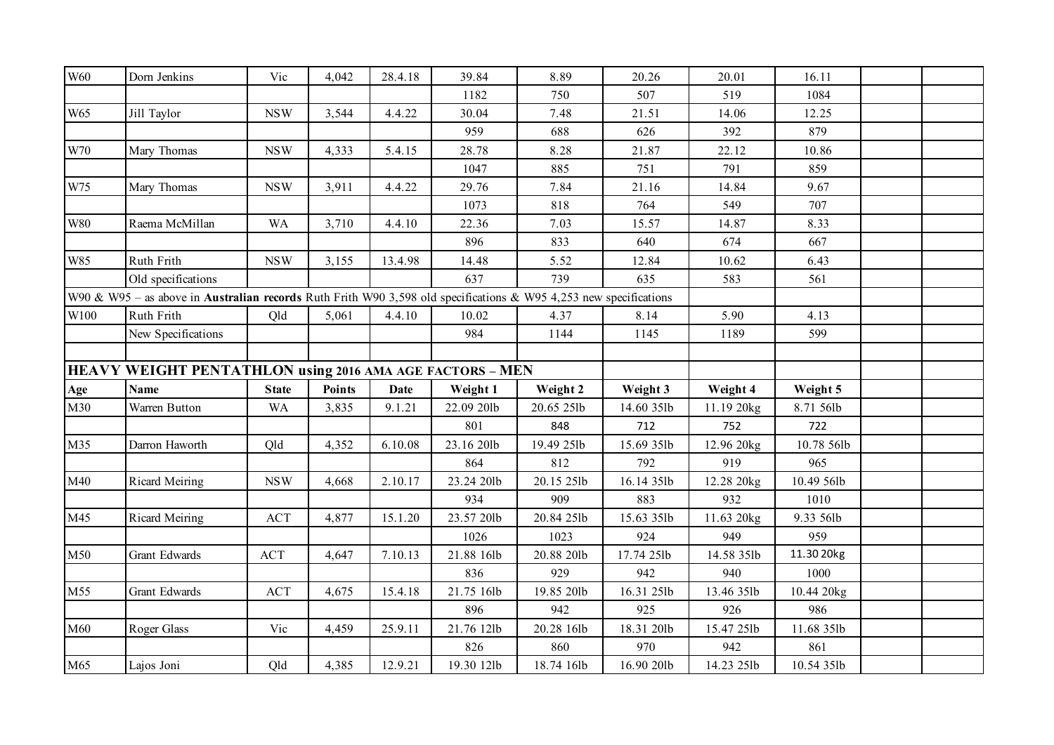| | | | | | | | | | | | |
|---|---|---|---|---|---|---|---|---|---|---|---|
| W60 | Dorn Jenkins | Vic | 4,042 | 28.4.18 | 39.84 | 8.89 | 20.26 | 20.01 | 16.11 | | |
| | | | | | 1182 | 750 | 507 | 519 | 1084 | | |
| W65 | Jill Taylor | NSW | 3,544 | 4.4.22 | 30.04 | 7.48 | 21.51 | 14.06 | 12.25 | | |
| | | | | | 959 | 688 | 626 | 392 | 879 | | |
| W70 | Mary Thomas | NSW | 4,333 | 5.4.15 | 28.78 | 8.28 | 21.87 | 22.12 | 10.86 | | |
| | | | | | 1047 | 885 | 751 | 791 | 859 | | |
| W75 | Mary Thomas | NSW | 3,911 | 4.4.22 | 29.76 | 7.84 | 21.16 | 14.84 | 9.67 | | |
| | | | | | 1073 | 818 | 764 | 549 | 707 | | |
| W80 | Raema McMillan | WA | 3,710 | 4.4.10 | 22.36 | 7.03 | 15.57 | 14.87 | 8.33 | | |
| | | | | | 896 | 833 | 640 | 674 | 667 | | |
| W85 | Ruth Frith | NSW | 3,155 | 13.4.98 | 14.48 | 5.52 | 12.84 | 10.62 | 6.43 | | |
| | Old specifications | | | | 637 | 739 | 635 | 583 | 561 | | |
| W90 & W95 – as above in **Australian records** Ruth Frith W90 3,598 old specifications & W95 4,253 new specifications | | | | | | | | | | | |
| W100 | Ruth Frith | Qld | 5,061 | 4.4.10 | 10.02 | 4.37 | 8.14 | 5.90 | 4.13 | | |
| | New Specifications | | | | 984 | 1144 | 1145 | 1189 | 599 | | |
| | | | | | | | | | | | |
| **HEAVY WEIGHT PENTATHLON using 2016 AMA AGE FACTORS – MEN** | | | | | | | | | | | |
| **Age** | **Name** | **State** | **Points** | **Date** | **Weight 1** | **Weight 2** | **Weight 3** | **Weight 4** | **Weight 5** | | |
| M30 | Warren Button | WA | 3,835 | 9.1.21 | 22.09 20lb | 20.65 25lb | 14.60 35lb | 11.19 20kg | 8.71 56lb | | |
| | | | | | 801 | 848 | 712 | 752 | 722 | | |
| M35 | Darron Haworth | Qld | 4,352 | 6.10.08 | 23.16 20lb | 19.49 25lb | 15.69 35lb | 12.96 20kg | 10.78 56lb | | |
| | | | | | 864 | 812 | 792 | 919 | 965 | | |
| M40 | Ricard Meiring | NSW | 4,668 | 2.10.17 | 23.24 20lb | 20.15 25lb | 16.14 35lb | 12.28 20kg | 10.49 56lb | | |
| | | | | | 934 | 909 | 883 | 932 | 1010 | | |
| M45 | Ricard Meiring | ACT | 4,877 | 15.1.20 | 23.57 20lb | 20.84 25lb | 15.63 35lb | 11.63 20kg | 9.33 56lb | | |
| | | | | | 1026 | 1023 | 924 | 949 | 959 | | |
| M50 | Grant Edwards | ACT | 4,647 | 7.10.13 | 21.88 16lb | 20.88 20lb | 17.74 25lb | 14.58 35lb | 11.30 20kg | | |
| | | | | | 836 | 929 | 942 | 940 | 1000 | | |
| M55 | Grant Edwards | ACT | 4,675 | 15.4.18 | 21.75 16lb | 19.85 20lb | 16.31 25lb | 13.46 35lb | 10.44 20kg | | |
| | | | | | 896 | 942 | 925 | 926 | 986 | | |
| M60 | Roger Glass | Vic | 4,459 | 25.9.11 | 21.76 12lb | 20.28 16lb | 18.31 20lb | 15.47 25lb | 11.68 35lb | | |
| | | | | | 826 | 860 | 970 | 942 | 861 | | |
| M65 | Lajos Joni | Qld | 4,385 | 12.9.21 | 19.30 12lb | 18.74 16lb | 16.90 20lb | 14.23 25lb | 10.54 35lb | | |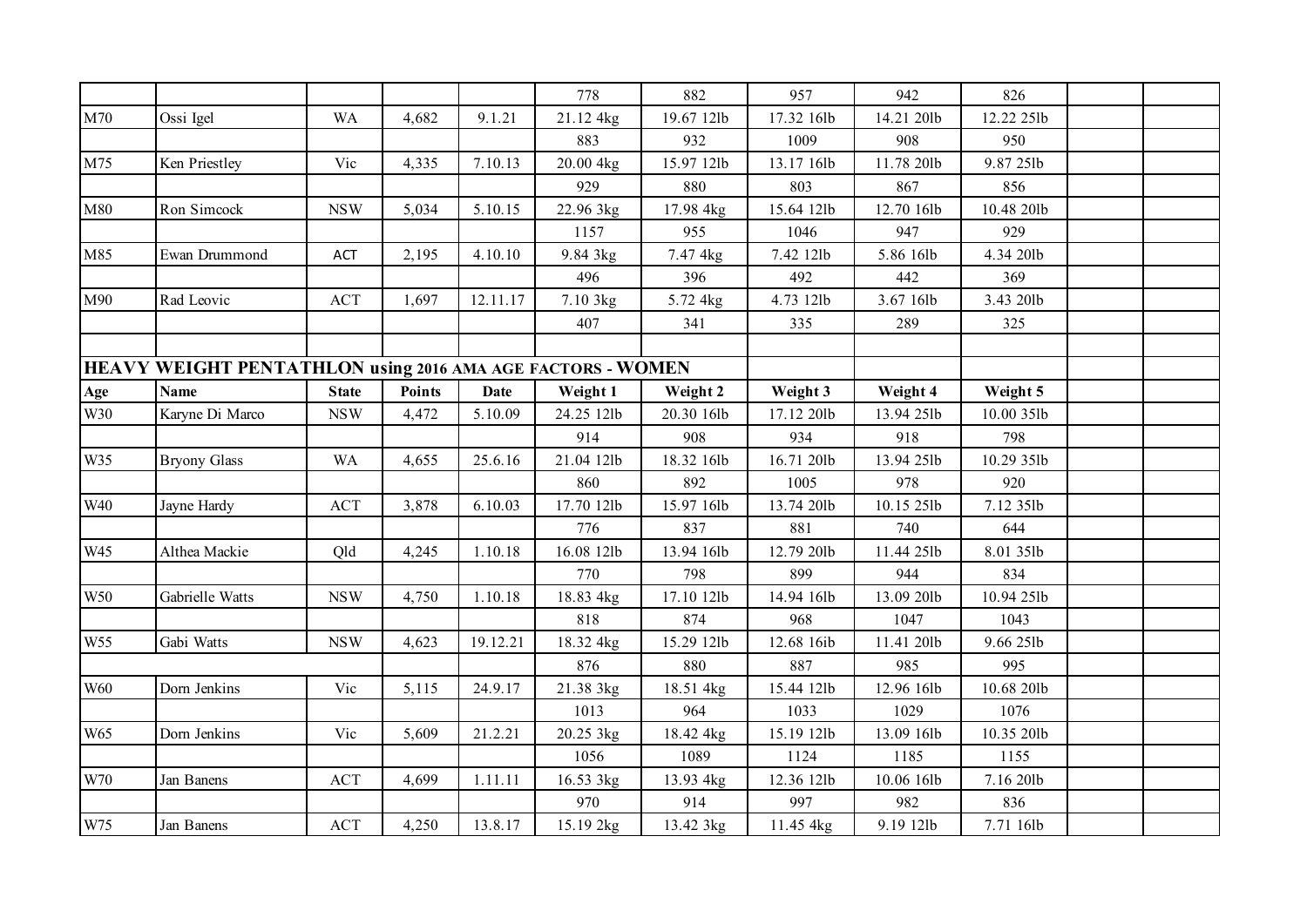| | | | | | | | | | | | |
|---|---|---|---|---|---|---|---|---|---|---|---|
| | | | | | 778 | 882 | 957 | 942 | 826 | | |
| M70 | Ossi Igel | WA | 4,682 | 9.1.21 | 21.12 4kg | 19.67 12lb | 17.32 16lb | 14.21 20lb | 12.22 25lb | | |
| | | | | | 883 | 932 | 1009 | 908 | 950 | | |
| M75 | Ken Priestley | Vic | 4,335 | 7.10.13 | 20.00 4kg | 15.97 12lb | 13.17 16lb | 11.78 20lb | 9.87 25lb | | |
| | | | | | 929 | 880 | 803 | 867 | 856 | | |
| M80 | Ron Simcock | NSW | 5,034 | 5.10.15 | 22.96 3kg | 17.98 4kg | 15.64 12lb | 12.70 16lb | 10.48 20lb | | |
| | | | | | 1157 | 955 | 1046 | 947 | 929 | | |
| M85 | Ewan Drummond | ACT | 2,195 | 4.10.10 | 9.84 3kg | 7.47 4kg | 7.42 12lb | 5.86 16lb | 4.34 20lb | | |
| | | | | | 496 | 396 | 492 | 442 | 369 | | |
| M90 | Rad Leovic | ACT | 1,697 | 12.11.17 | 7.10 3kg | 5.72 4kg | 4.73 12lb | 3.67 16lb | 3.43 20lb | | |
| | | | | | 407 | 341 | 335 | 289 | 325 | | |
| | | | | | | | | | | | |
| **HEAVY WEIGHT PENTATHLON using 2016 AMA AGE FACTORS - WOMEN** | | | | | | | | | | | |
| **Age** | **Name** | **State** | **Points** | **Date** | **Weight 1** | **Weight 2** | **Weight 3** | **Weight 4** | **Weight 5** | | |
| W30 | Karyne Di Marco | NSW | 4,472 | 5.10.09 | 24.25 12lb | 20.30 16lb | 17.12 20lb | 13.94 25lb | 10.00 35lb | | |
| | | | | | 914 | 908 | 934 | 918 | 798 | | |
| W35 | Bryony Glass | WA | 4,655 | 25.6.16 | 21.04 12lb | 18.32 16lb | 16.71 20lb | 13.94 25lb | 10.29 35lb | | |
| | | | | | 860 | 892 | 1005 | 978 | 920 | | |
| W40 | Jayne Hardy | ACT | 3,878 | 6.10.03 | 17.70 12lb | 15.97 16lb | 13.74 20lb | 10.15 25lb | 7.12 35lb | | |
| | | | | | 776 | 837 | 881 | 740 | 644 | | |
| W45 | Althea Mackie | Qld | 4,245 | 1.10.18 | 16.08 12lb | 13.94 16lb | 12.79 20lb | 11.44 25lb | 8.01 35lb | | |
| | | | | | 770 | 798 | 899 | 944 | 834 | | |
| W50 | Gabrielle Watts | NSW | 4,750 | 1.10.18 | 18.83 4kg | 17.10 12lb | 14.94 16lb | 13.09 20lb | 10.94 25lb | | |
| | | | | | 818 | 874 | 968 | 1047 | 1043 | | |
| W55 | Gabi Watts | NSW | 4,623 | 19.12.21 | 18.32 4kg | 15.29 12lb | 12.68 16ib | 11.41 20lb | 9.66 25lb | | |
| | | | | | 876 | 880 | 887 | 985 | 995 | | |
| W60 | Dorn Jenkins | Vic | 5,115 | 24.9.17 | 21.38 3kg | 18.51 4kg | 15.44 12lb | 12.96 16lb | 10.68 20lb | | |
| | | | | | 1013 | 964 | 1033 | 1029 | 1076 | | |
| W65 | Dorn Jenkins | Vic | 5,609 | 21.2.21 | 20.25 3kg | 18.42 4kg | 15.19 12lb | 13.09 16lb | 10.35 20lb | | |
| | | | | | 1056 | 1089 | 1124 | 1185 | 1155 | | |
| W70 | Jan Banens | ACT | 4,699 | 1.11.11 | 16.53 3kg | 13.93 4kg | 12.36 12lb | 10.06 16lb | 7.16 20lb | | |
| | | | | | 970 | 914 | 997 | 982 | 836 | | |
| W75 | Jan Banens | ACT | 4,250 | 13.8.17 | 15.19 2kg | 13.42 3kg | 11.45 4kg | 9.19 12lb | 7.71 16lb | | |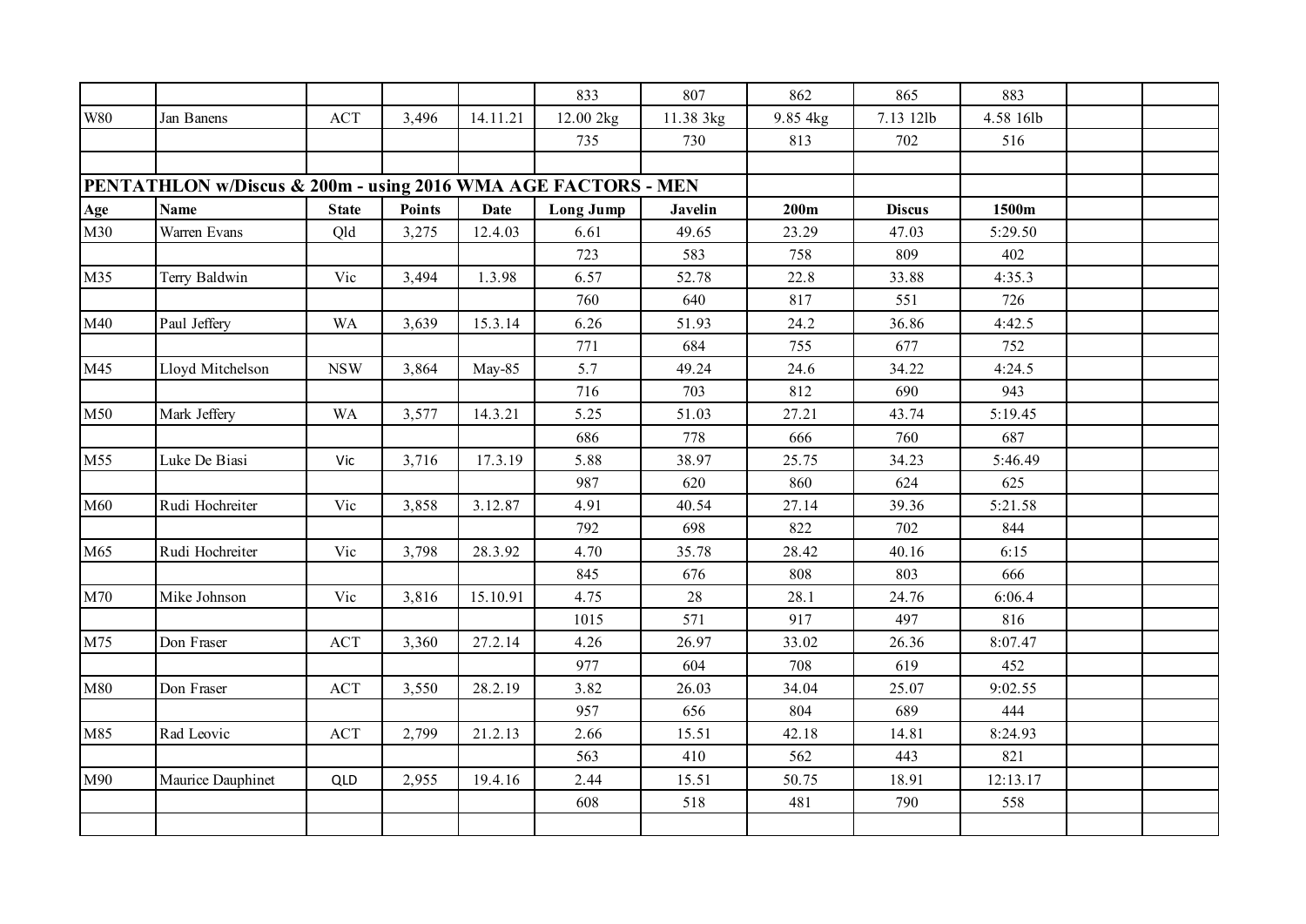| | | | | | 833 | 807 | 862 | 865 | 883 | | |
|---|---|---|---|---|---|---|---|---|---|---|---|
| W80 | Jan Banens | ACT | 3,496 | 14.11.21 | 12.00 2kg | 11.38 3kg | 9.85 4kg | 7.13 12lb | 4.58 16lb | | |
| | | | | | 735 | 730 | 813 | 702 | 516 | | |

## PENTATHLON w/Discus & 200m - using 2016 WMA AGE FACTORS - MEN

| Age | Name | State | Points | Date | Long Jump | Javelin | 200m | Discus | 1500m | | |
|---|---|---|---|---|---|---|---|---|---|---|---|
| M30 | Warren Evans | Qld | 3,275 | 12.4.03 | 6.61 | 49.65 | 23.29 | 47.03 | 5:29.50 | | |
| | | | | | 723 | 583 | 758 | 809 | 402 | | |
| M35 | Terry Baldwin | Vic | 3,494 | 1.3.98 | 6.57 | 52.78 | 22.8 | 33.88 | 4:35.3 | | |
| | | | | | 760 | 640 | 817 | 551 | 726 | | |
| M40 | Paul Jeffery | WA | 3,639 | 15.3.14 | 6.26 | 51.93 | 24.2 | 36.86 | 4:42.5 | | |
| | | | | | 771 | 684 | 755 | 677 | 752 | | |
| M45 | Lloyd Mitchelson | NSW | 3,864 | May-85 | 5.7 | 49.24 | 24.6 | 34.22 | 4:24.5 | | |
| | | | | | 716 | 703 | 812 | 690 | 943 | | |
| M50 | Mark Jeffery | WA | 3,577 | 14.3.21 | 5.25 | 51.03 | 27.21 | 43.74 | 5:19.45 | | |
| | | | | | 686 | 778 | 666 | 760 | 687 | | |
| M55 | Luke De Biasi | Vic | 3,716 | 17.3.19 | 5.88 | 38.97 | 25.75 | 34.23 | 5:46.49 | | |
| | | | | | 987 | 620 | 860 | 624 | 625 | | |
| M60 | Rudi Hochreiter | Vic | 3,858 | 3.12.87 | 4.91 | 40.54 | 27.14 | 39.36 | 5:21.58 | | |
| | | | | | 792 | 698 | 822 | 702 | 844 | | |
| M65 | Rudi Hochreiter | Vic | 3,798 | 28.3.92 | 4.70 | 35.78 | 28.42 | 40.16 | 6:15 | | |
| | | | | | 845 | 676 | 808 | 803 | 666 | | |
| M70 | Mike Johnson | Vic | 3,816 | 15.10.91 | 4.75 | 28 | 28.1 | 24.76 | 6:06.4 | | |
| | | | | | 1015 | 571 | 917 | 497 | 816 | | |
| M75 | Don Fraser | ACT | 3,360 | 27.2.14 | 4.26 | 26.97 | 33.02 | 26.36 | 8:07.47 | | |
| | | | | | 977 | 604 | 708 | 619 | 452 | | |
| M80 | Don Fraser | ACT | 3,550 | 28.2.19 | 3.82 | 26.03 | 34.04 | 25.07 | 9:02.55 | | |
| | | | | | 957 | 656 | 804 | 689 | 444 | | |
| M85 | Rad Leovic | ACT | 2,799 | 21.2.13 | 2.66 | 15.51 | 42.18 | 14.81 | 8:24.93 | | |
| | | | | | 563 | 410 | 562 | 443 | 821 | | |
| M90 | Maurice Dauphinet | QLD | 2,955 | 19.4.16 | 2.44 | 15.51 | 50.75 | 18.91 | 12:13.17 | | |
| | | | | | 608 | 518 | 481 | 790 | 558 | | |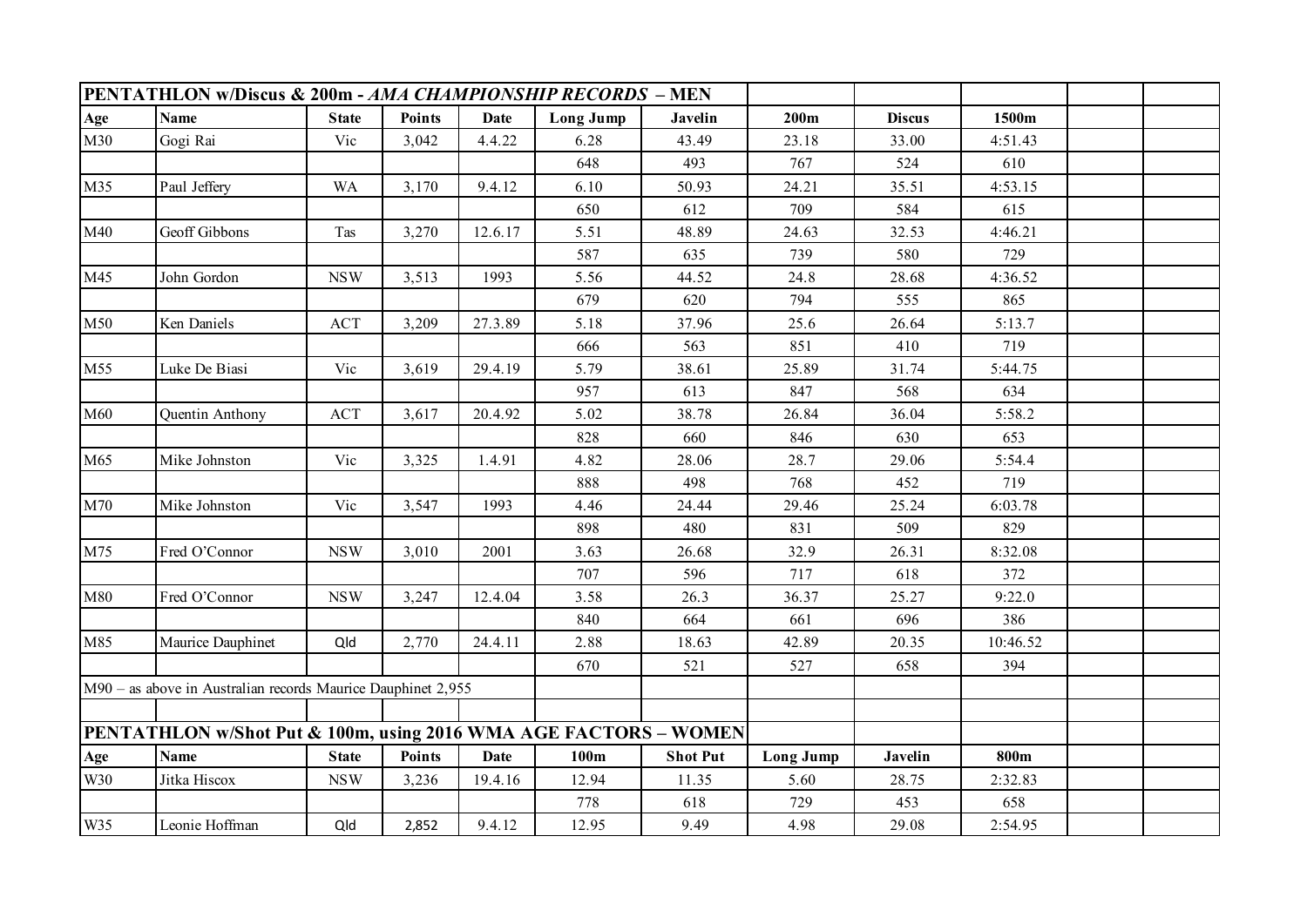**PENTATHLON w/Discus & 200m - *AMA CHAMPIONSHIP RECORDS* – MEN**

| Age | Name | State | Points | Date | Long Jump | Javelin | 200m | Discus | 1500m |
|---|---|---|---|---|---|---|---|---|---|
| M30 | Gogi Rai | Vic | 3,042 | 4.4.22 | 6.28 | 43.49 | 23.18 | 33.00 | 4:51.43 |
| | | | | | 648 | 493 | 767 | 524 | 610 |
| M35 | Paul Jeffery | WA | 3,170 | 9.4.12 | 6.10 | 50.93 | 24.21 | 35.51 | 4:53.15 |
| | | | | | 650 | 612 | 709 | 584 | 615 |
| M40 | Geoff Gibbons | Tas | 3,270 | 12.6.17 | 5.51 | 48.89 | 24.63 | 32.53 | 4:46.21 |
| | | | | | 587 | 635 | 739 | 580 | 729 |
| M45 | John Gordon | NSW | 3,513 | 1993 | 5.56 | 44.52 | 24.8 | 28.68 | 4:36.52 |
| | | | | | 679 | 620 | 794 | 555 | 865 |
| M50 | Ken Daniels | ACT | 3,209 | 27.3.89 | 5.18 | 37.96 | 25.6 | 26.64 | 5:13.7 |
| | | | | | 666 | 563 | 851 | 410 | 719 |
| M55 | Luke De Biasi | Vic | 3,619 | 29.4.19 | 5.79 | 38.61 | 25.89 | 31.74 | 5:44.75 |
| | | | | | 957 | 613 | 847 | 568 | 634 |
| M60 | Quentin Anthony | ACT | 3,617 | 20.4.92 | 5.02 | 38.78 | 26.84 | 36.04 | 5:58.2 |
| | | | | | 828 | 660 | 846 | 630 | 653 |
| M65 | Mike Johnston | Vic | 3,325 | 1.4.91 | 4.82 | 28.06 | 28.7 | 29.06 | 5:54.4 |
| | | | | | 888 | 498 | 768 | 452 | 719 |
| M70 | Mike Johnston | Vic | 3,547 | 1993 | 4.46 | 24.44 | 29.46 | 25.24 | 6:03.78 |
| | | | | | 898 | 480 | 831 | 509 | 829 |
| M75 | Fred O'Connor | NSW | 3,010 | 2001 | 3.63 | 26.68 | 32.9 | 26.31 | 8:32.08 |
| | | | | | 707 | 596 | 717 | 618 | 372 |
| M80 | Fred O'Connor | NSW | 3,247 | 12.4.04 | 3.58 | 26.3 | 36.37 | 25.27 | 9:22.0 |
| | | | | | 840 | 664 | 661 | 696 | 386 |
| M85 | Maurice Dauphinet | Qld | 2,770 | 24.4.11 | 2.88 | 18.63 | 42.89 | 20.35 | 10:46.52 |
| | | | | | 670 | 521 | 527 | 658 | 394 |

M90 – as above in Australian records Maurice Dauphinet 2,955

**PENTATHLON w/Shot Put & 100m, using 2016 WMA AGE FACTORS – WOMEN**

| Age | Name | State | Points | Date | 100m | Shot Put | Long Jump | Javelin | 800m |
|---|---|---|---|---|---|---|---|---|---|
| W30 | Jitka Hiscox | NSW | 3,236 | 19.4.16 | 12.94 | 11.35 | 5.60 | 28.75 | 2:32.83 |
| | | | | | 778 | 618 | 729 | 453 | 658 |
| W35 | Leonie Hoffman | Qld | 2,852 | 9.4.12 | 12.95 | 9.49 | 4.98 | 29.08 | 2:54.95 |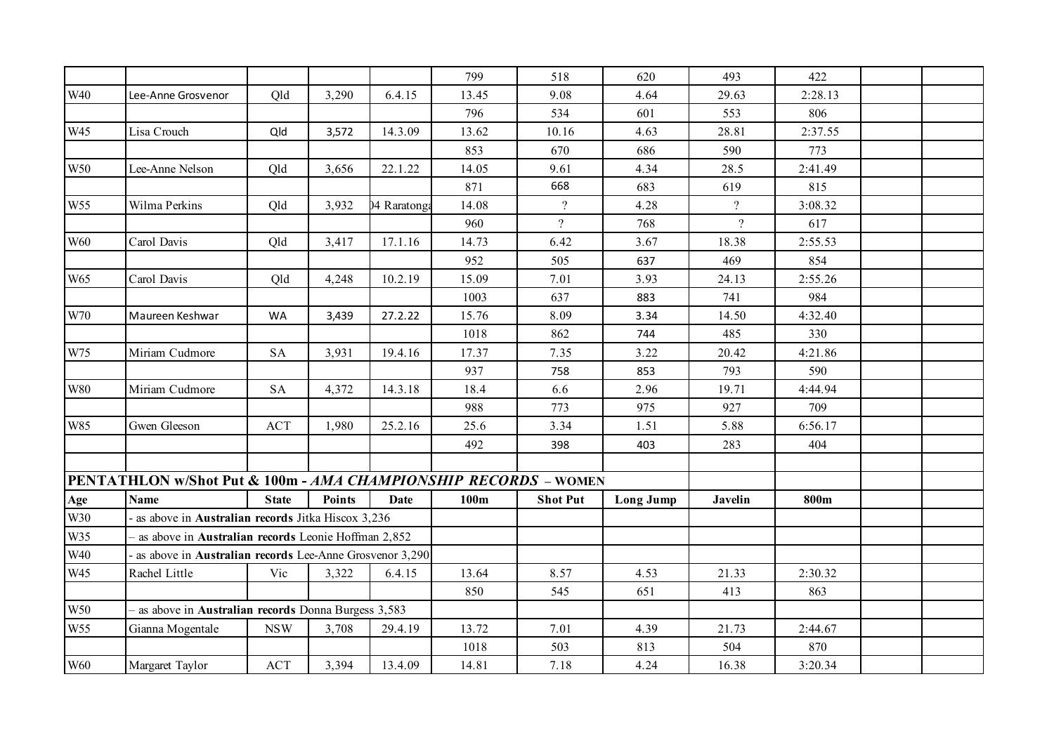| | | | | | 799 | 518 | 620 | 493 | 422 | | |
|---|---|---|---|---|---|---|---|---|---|---|---|
| W40 | Lee-Anne Grosvenor | Qld | 3,290 | 6.4.15 | 13.45 | 9.08 | 4.64 | 29.63 | 2:28.13 | | |
| | | | | | 796 | 534 | 601 | 553 | 806 | | |
| W45 | Lisa Crouch | Qld | 3,572 | 14.3.09 | 13.62 | 10.16 | 4.63 | 28.81 | 2:37.55 | | |
| | | | | | 853 | 670 | 686 | 590 | 773 | | |
| W50 | Lee-Anne Nelson | Qld | 3,656 | 22.1.22 | 14.05 | 9.61 | 4.34 | 28.5 | 2:41.49 | | |
| | | | | | 871 | 668 | 683 | 619 | 815 | | |
| W55 | Wilma Perkins | Qld | 3,932 | 04 Raratonga | 14.08 | ? | 4.28 | ? | 3:08.32 | | |
| | | | | | 960 | ? | 768 | ? | 617 | | |
| W60 | Carol Davis | Qld | 3,417 | 17.1.16 | 14.73 | 6.42 | 3.67 | 18.38 | 2:55.53 | | |
| | | | | | 952 | 505 | 637 | 469 | 854 | | |
| W65 | Carol Davis | Qld | 4,248 | 10.2.19 | 15.09 | 7.01 | 3.93 | 24.13 | 2:55.26 | | |
| | | | | | 1003 | 637 | 883 | 741 | 984 | | |
| W70 | Maureen Keshwar | WA | 3,439 | 27.2.22 | 15.76 | 8.09 | 3.34 | 14.50 | 4:32.40 | | |
| | | | | | 1018 | 862 | 744 | 485 | 330 | | |
| W75 | Miriam Cudmore | SA | 3,931 | 19.4.16 | 17.37 | 7.35 | 3.22 | 20.42 | 4:21.86 | | |
| | | | | | 937 | 758 | 853 | 793 | 590 | | |
| W80 | Miriam Cudmore | SA | 4,372 | 14.3.18 | 18.4 | 6.6 | 2.96 | 19.71 | 4:44.94 | | |
| | | | | | 988 | 773 | 975 | 927 | 709 | | |
| W85 | Gwen Gleeson | ACT | 1,980 | 25.2.16 | 25.6 | 3.34 | 1.51 | 5.88 | 6:56.17 | | |
| | | | | | 492 | 398 | 403 | 283 | 404 | | |

**PENTATHLON w/Shot Put & 100m - *AMA CHAMPIONSHIP RECORDS* – WOMEN**

| Age | Name | State | Points | Date | 100m | Shot Put | Long Jump | Javelin | 800m | | |
|---|---|---|---|---|---|---|---|---|---|---|---|
| W30 | - as above in **Australian records** Jitka Hiscox 3,236 | | | | | | | | | | |
| W35 | – as above in **Australian records** Leonie Hoffman 2,852 | | | | | | | | | | |
| W40 | - as above in **Australian records** Lee-Anne Grosvenor 3,290 | | | | | | | | | | |
| W45 | Rachel Little | Vic | 3,322 | 6.4.15 | 13.64 | 8.57 | 4.53 | 21.33 | 2:30.32 | | |
| | | | | | 850 | 545 | 651 | 413 | 863 | | |
| W50 | – as above in **Australian records** Donna Burgess 3,583 | | | | | | | | | | |
| W55 | Gianna Mogentale | NSW | 3,708 | 29.4.19 | 13.72 | 7.01 | 4.39 | 21.73 | 2:44.67 | | |
| | | | | | 1018 | 503 | 813 | 504 | 870 | | |
| W60 | Margaret Taylor | ACT | 3,394 | 13.4.09 | 14.81 | 7.18 | 4.24 | 16.38 | 3:20.34 | | |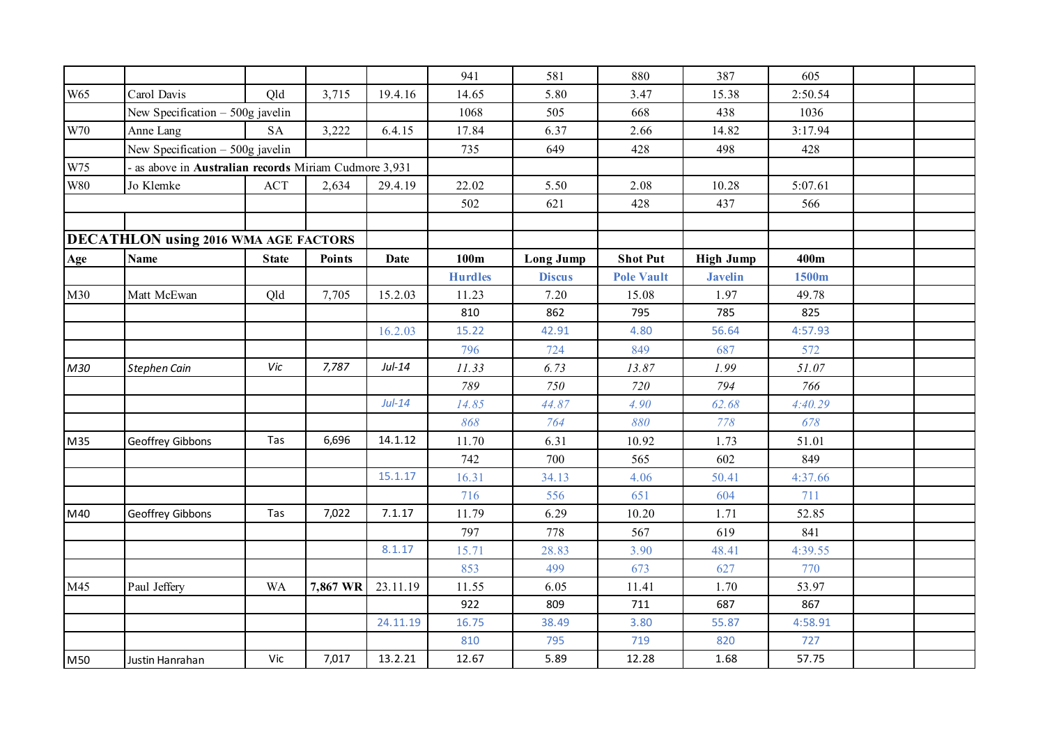| | | | | | 941 | 581 | 880 | 387 | 605 | | |
|---|---|---|---|---|---|---|---|---|---|---|---|
| W65 | Carol Davis | Qld | 3,715 | 19.4.16 | 14.65 | 5.80 | 3.47 | 15.38 | 2:50.54 | | |
| | New Specification – 500g javelin | | | | 1068 | 505 | 668 | 438 | 1036 | | |
| W70 | Anne Lang | SA | 3,222 | 6.4.15 | 17.84 | 6.37 | 2.66 | 14.82 | 3:17.94 | | |
| | New Specification – 500g javelin | | | | 735 | 649 | 428 | 498 | 428 | | |
| W75 | - as above in **Australian records** Miriam Cudmore 3,931 | | | | | | | | | | |
| W80 | Jo Klemke | ACT | 2,634 | 29.4.19 | 22.02 | 5.50 | 2.08 | 10.28 | 5:07.61 | | |
| | | | | | 502 | 621 | 428 | 437 | 566 | | |
| | | | | | | | | | | | |
| **DECATHLON using 2016 WMA AGE FACTORS** | | | | | | | | | | | |
| **Age** | **Name** | **State** | **Points** | **Date** | **100m** | **Long Jump** | **Shot Put** | **High Jump** | **400m** | | |
| | | | | | **Hurdles** | **Discus** | **Pole Vault** | **Javelin** | **1500m** | | |
| M30 | Matt McEwan | Qld | 7,705 | 15.2.03 | 11.23 | 7.20 | 15.08 | 1.97 | 49.78 | | |
| | | | | | 810 | 862 | 795 | 785 | 825 | | |
| | | | | 16.2.03 | 15.22 | 42.91 | 4.80 | 56.64 | 4:57.93 | | |
| | | | | | 796 | 724 | 849 | 687 | 572 | | |
| *M30* | *Stephen Cain* | *Vic* | *7,787* | *Jul-14* | *11.33* | *6.73* | *13.87* | *1.99* | *51.07* | | |
| | | | | | *789* | *750* | *720* | *794* | *766* | | |
| | | | | *Jul-14* | *14.85* | *44.87* | *4.90* | *62.68* | *4:40.29* | | |
| | | | | | *868* | *764* | *880* | *778* | *678* | | |
| M35 | Geoffrey Gibbons | Tas | 6,696 | 14.1.12 | 11.70 | 6.31 | 10.92 | 1.73 | 51.01 | | |
| | | | | | 742 | 700 | 565 | 602 | 849 | | |
| | | | | 15.1.17 | 16.31 | 34.13 | 4.06 | 50.41 | 4:37.66 | | |
| | | | | | 716 | 556 | 651 | 604 | 711 | | |
| M40 | Geoffrey Gibbons | Tas | 7,022 | 7.1.17 | 11.79 | 6.29 | 10.20 | 1.71 | 52.85 | | |
| | | | | | 797 | 778 | 567 | 619 | 841 | | |
| | | | | 8.1.17 | 15.71 | 28.83 | 3.90 | 48.41 | 4:39.55 | | |
| | | | | | 853 | 499 | 673 | 627 | 770 | | |
| M45 | Paul Jeffery | WA | **7,867 WR** | 23.11.19 | 11.55 | 6.05 | 11.41 | 1.70 | 53.97 | | |
| | | | | | 922 | 809 | 711 | 687 | 867 | | |
| | | | | 24.11.19 | 16.75 | 38.49 | 3.80 | 55.87 | 4:58.91 | | |
| | | | | | 810 | 795 | 719 | 820 | 727 | | |
| M50 | Justin Hanrahan | Vic | 7,017 | 13.2.21 | 12.67 | 5.89 | 12.28 | 1.68 | 57.75 | | |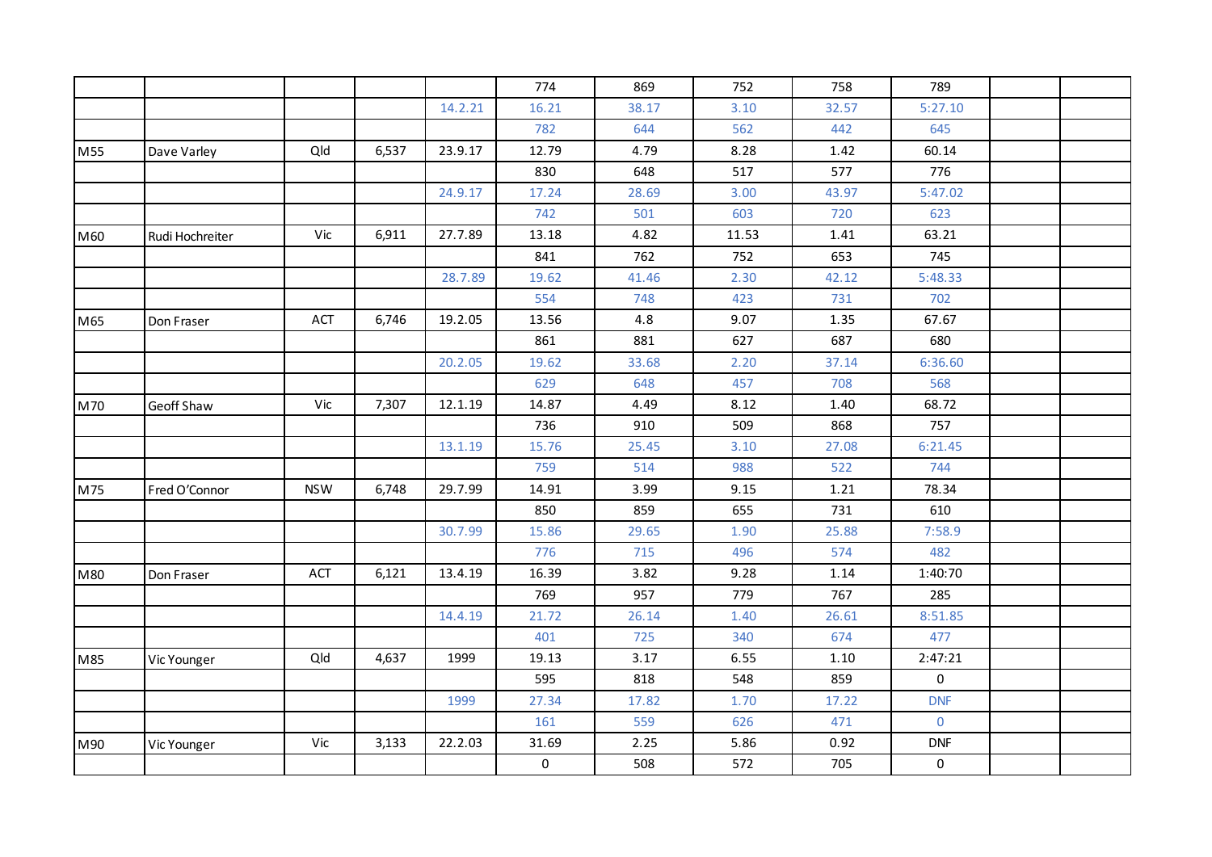| | | | | | | | | | | | |
|---|---|---|---|---|---|---|---|---|---|---|---|
| | | | | | 774 | 869 | 752 | 758 | 789 | | |
| | | | | 14.2.21 | 16.21 | 38.17 | 3.10 | 32.57 | 5:27.10 | | |
| | | | | | 782 | 644 | 562 | 442 | 645 | | |
| M55 | Dave Varley | Qld | 6,537 | 23.9.17 | 12.79 | 4.79 | 8.28 | 1.42 | 60.14 | | |
| | | | | | 830 | 648 | 517 | 577 | 776 | | |
| | | | | 24.9.17 | 17.24 | 28.69 | 3.00 | 43.97 | 5:47.02 | | |
| | | | | | 742 | 501 | 603 | 720 | 623 | | |
| M60 | Rudi Hochreiter | Vic | 6,911 | 27.7.89 | 13.18 | 4.82 | 11.53 | 1.41 | 63.21 | | |
| | | | | | 841 | 762 | 752 | 653 | 745 | | |
| | | | | 28.7.89 | 19.62 | 41.46 | 2.30 | 42.12 | 5:48.33 | | |
| | | | | | 554 | 748 | 423 | 731 | 702 | | |
| M65 | Don Fraser | ACT | 6,746 | 19.2.05 | 13.56 | 4.8 | 9.07 | 1.35 | 67.67 | | |
| | | | | | 861 | 881 | 627 | 687 | 680 | | |
| | | | | 20.2.05 | 19.62 | 33.68 | 2.20 | 37.14 | 6:36.60 | | |
| | | | | | 629 | 648 | 457 | 708 | 568 | | |
| M70 | Geoff Shaw | Vic | 7,307 | 12.1.19 | 14.87 | 4.49 | 8.12 | 1.40 | 68.72 | | |
| | | | | | 736 | 910 | 509 | 868 | 757 | | |
| | | | | 13.1.19 | 15.76 | 25.45 | 3.10 | 27.08 | 6:21.45 | | |
| | | | | | 759 | 514 | 988 | 522 | 744 | | |
| M75 | Fred O'Connor | NSW | 6,748 | 29.7.99 | 14.91 | 3.99 | 9.15 | 1.21 | 78.34 | | |
| | | | | | 850 | 859 | 655 | 731 | 610 | | |
| | | | | 30.7.99 | 15.86 | 29.65 | 1.90 | 25.88 | 7:58.9 | | |
| | | | | | 776 | 715 | 496 | 574 | 482 | | |
| M80 | Don Fraser | ACT | 6,121 | 13.4.19 | 16.39 | 3.82 | 9.28 | 1.14 | 1:40:70 | | |
| | | | | | 769 | 957 | 779 | 767 | 285 | | |
| | | | | 14.4.19 | 21.72 | 26.14 | 1.40 | 26.61 | 8:51.85 | | |
| | | | | | 401 | 725 | 340 | 674 | 477 | | |
| M85 | Vic Younger | Qld | 4,637 | 1999 | 19.13 | 3.17 | 6.55 | 1.10 | 2:47:21 | | |
| | | | | | 595 | 818 | 548 | 859 | 0 | | |
| | | | | 1999 | 27.34 | 17.82 | 1.70 | 17.22 | DNF | | |
| | | | | | 161 | 559 | 626 | 471 | 0 | | |
| M90 | Vic Younger | Vic | 3,133 | 22.2.03 | 31.69 | 2.25 | 5.86 | 0.92 | DNF | | |
| | | | | | 0 | 508 | 572 | 705 | 0 | | |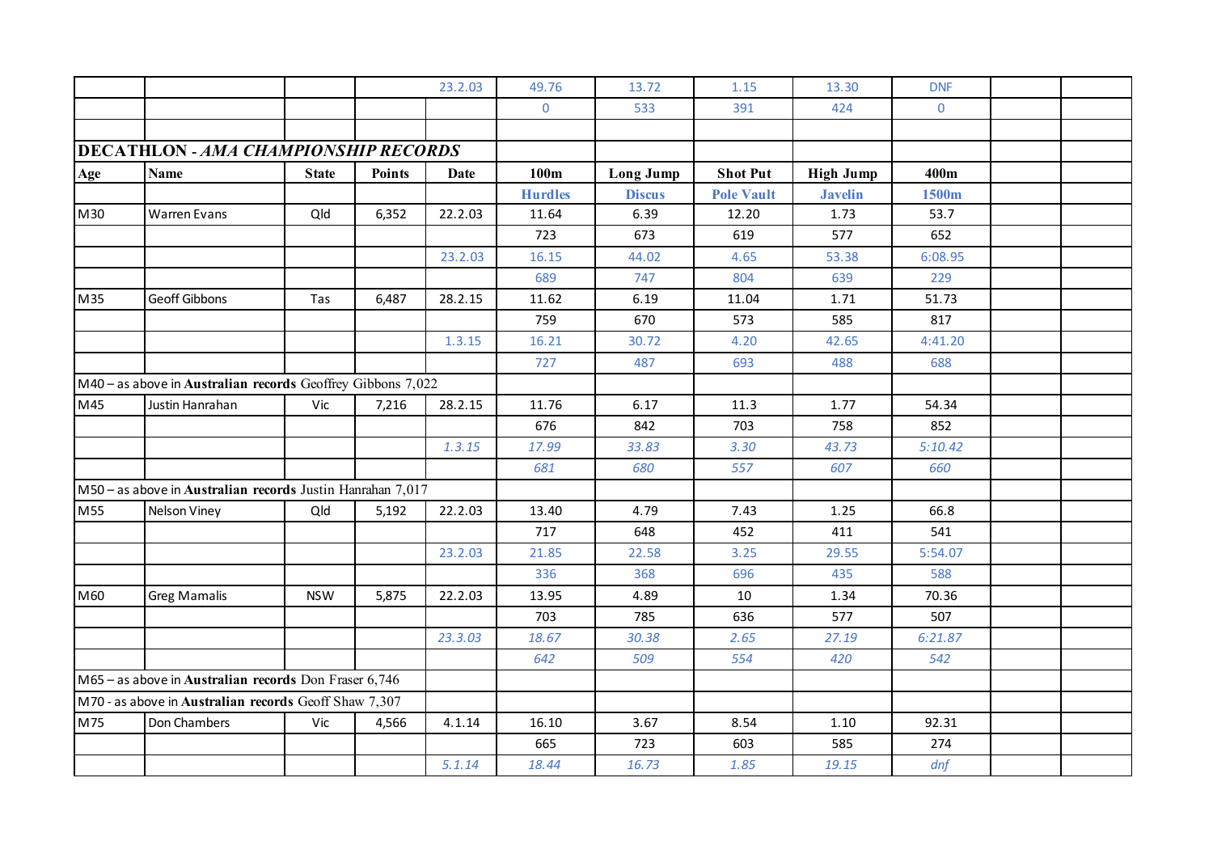| | | | | 23.2.03 | 49.76 | 13.72 | 1.15 | 13.30 | DNF | | |
|---|---|---|---|---|---|---|---|---|---|---|---|
| | | | | | 0 | 533 | 391 | 424 | 0 | | |
| | | | | | | | | | | | |

## DECATHLON - *AMA CHAMPIONSHIP RECORDS*

| Age | Name | State | Points | Date | 100m | Long Jump | Shot Put | High Jump | 400m | | |
|---|---|---|---|---|---|---|---|---|---|---|---|
| | | | | | **Hurdles** | **Discus** | **Pole Vault** | **Javelin** | **1500m** | | |
| M30 | Warren Evans | Qld | 6,352 | 22.2.03 | 11.64 | 6.39 | 12.20 | 1.73 | 53.7 | | |
| | | | | | 723 | 673 | 619 | 577 | 652 | | |
| | | | | 23.2.03 | 16.15 | 44.02 | 4.65 | 53.38 | 6:08.95 | | |
| | | | | | 689 | 747 | 804 | 639 | 229 | | |
| M35 | Geoff Gibbons | Tas | 6,487 | 28.2.15 | 11.62 | 6.19 | 11.04 | 1.71 | 51.73 | | |
| | | | | | 759 | 670 | 573 | 585 | 817 | | |
| | | | | 1.3.15 | 16.21 | 30.72 | 4.20 | 42.65 | 4:41.20 | | |
| | | | | | 727 | 487 | 693 | 488 | 688 | | |
| M40 – as above in **Australian records** Geoffrey Gibbons 7,022 | | | | | | | | | | | |
| M45 | Justin Hanrahan | Vic | 7,216 | 28.2.15 | 11.76 | 6.17 | 11.3 | 1.77 | 54.34 | | |
| | | | | | 676 | 842 | 703 | 758 | 852 | | |
| | | | | *1.3.15* | *17.99* | *33.83* | *3.30* | *43.73* | *5:10.42* | | |
| | | | | | *681* | *680* | *557* | *607* | *660* | | |
| M50 – as above in **Australian records** Justin Hanrahan 7,017 | | | | | | | | | | | |
| M55 | Nelson Viney | Qld | 5,192 | 22.2.03 | 13.40 | 4.79 | 7.43 | 1.25 | 66.8 | | |
| | | | | | 717 | 648 | 452 | 411 | 541 | | |
| | | | | 23.2.03 | 21.85 | 22.58 | 3.25 | 29.55 | 5:54.07 | | |
| | | | | | 336 | 368 | 696 | 435 | 588 | | |
| M60 | Greg Mamalis | NSW | 5,875 | 22.2.03 | 13.95 | 4.89 | 10 | 1.34 | 70.36 | | |
| | | | | | 703 | 785 | 636 | 577 | 507 | | |
| | | | | *23.3.03* | *18.67* | *30.38* | *2.65* | *27.19* | *6:21.87* | | |
| | | | | | *642* | *509* | *554* | *420* | *542* | | |
| M65 – as above in **Australian records** Don Fraser 6,746 | | | | | | | | | | | |
| M70 - as above in **Australian records** Geoff Shaw 7,307 | | | | | | | | | | | |
| M75 | Don Chambers | Vic | 4,566 | 4.1.14 | 16.10 | 3.67 | 8.54 | 1.10 | 92.31 | | |
| | | | | | 665 | 723 | 603 | 585 | 274 | | |
| | | | | *5.1.14* | *18.44* | *16.73* | *1.85* | *19.15* | *dnf* | | |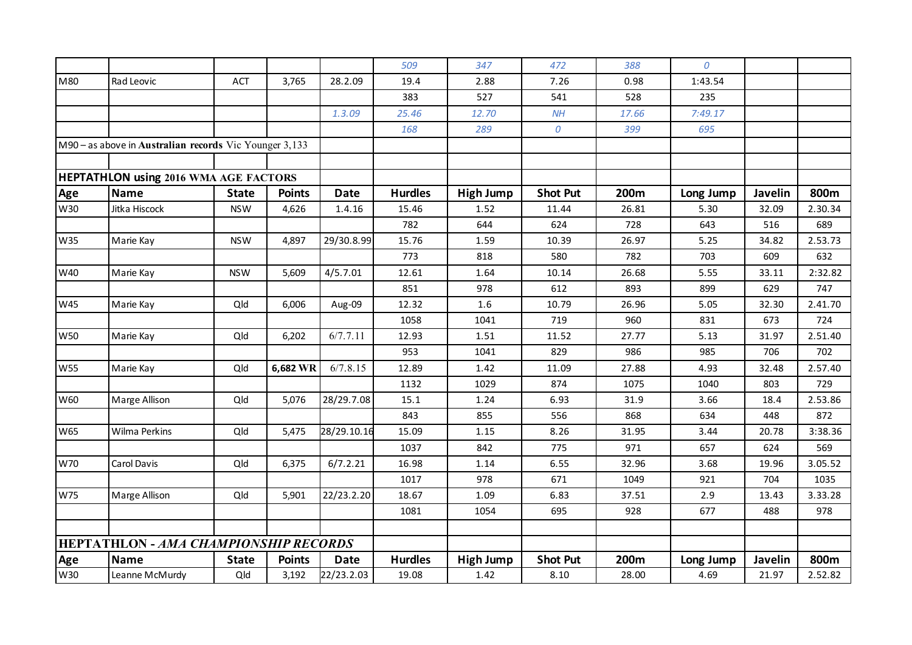| | | | | | | | | | | | |
|---|---|---|---|---|---|---|---|---|---|---|---|
| | | | | | *509* | *347* | *472* | *388* | *0* | | |
| M80 | Rad Leovic | ACT | 3,765 | 28.2.09 | 19.4 | 2.88 | 7.26 | 0.98 | 1:43.54 | | |
| | | | | | 383 | 527 | 541 | 528 | 235 | | |
| | | | | *1.3.09* | *25.46* | *12.70* | *NH* | *17.66* | *7:49.17* | | |
| | | | | | *168* | *289* | *0* | *399* | *695* | | |
| M90 – as above in **Australian records** Vic Younger 3,133 | | | | | | | | | | | |

**HEPTATHLON using 2016 WMA AGE FACTORS**

| Age | Name | State | Points | Date | Hurdles | High Jump | Shot Put | 200m | Long Jump | Javelin | 800m |
|---|---|---|---|---|---|---|---|---|---|---|---|
| W30 | Jitka Hiscock | NSW | 4,626 | 1.4.16 | 15.46 | 1.52 | 11.44 | 26.81 | 5.30 | 32.09 | 2.30.34 |
| | | | | | 782 | 644 | 624 | 728 | 643 | 516 | 689 |
| W35 | Marie Kay | NSW | 4,897 | 29/30.8.99 | 15.76 | 1.59 | 10.39 | 26.97 | 5.25 | 34.82 | 2.53.73 |
| | | | | | 773 | 818 | 580 | 782 | 703 | 609 | 632 |
| W40 | Marie Kay | NSW | 5,609 | 4/5.7.01 | 12.61 | 1.64 | 10.14 | 26.68 | 5.55 | 33.11 | 2:32.82 |
| | | | | | 851 | 978 | 612 | 893 | 899 | 629 | 747 |
| W45 | Marie Kay | Qld | 6,006 | Aug-09 | 12.32 | 1.6 | 10.79 | 26.96 | 5.05 | 32.30 | 2.41.70 |
| | | | | | 1058 | 1041 | 719 | 960 | 831 | 673 | 724 |
| W50 | Marie Kay | Qld | 6,202 | 6/7.7.11 | 12.93 | 1.51 | 11.52 | 27.77 | 5.13 | 31.97 | 2.51.40 |
| | | | | | 953 | 1041 | 829 | 986 | 985 | 706 | 702 |
| W55 | Marie Kay | Qld | **6,682 WR** | 6/7.8.15 | 12.89 | 1.42 | 11.09 | 27.88 | 4.93 | 32.48 | 2.57.40 |
| | | | | | 1132 | 1029 | 874 | 1075 | 1040 | 803 | 729 |
| W60 | Marge Allison | Qld | 5,076 | 28/29.7.08 | 15.1 | 1.24 | 6.93 | 31.9 | 3.66 | 18.4 | 2.53.86 |
| | | | | | 843 | 855 | 556 | 868 | 634 | 448 | 872 |
| W65 | Wilma Perkins | Qld | 5,475 | 28/29.10.16 | 15.09 | 1.15 | 8.26 | 31.95 | 3.44 | 20.78 | 3:38.36 |
| | | | | | 1037 | 842 | 775 | 971 | 657 | 624 | 569 |
| W70 | Carol Davis | Qld | 6,375 | 6/7.2.21 | 16.98 | 1.14 | 6.55 | 32.96 | 3.68 | 19.96 | 3.05.52 |
| | | | | | 1017 | 978 | 671 | 1049 | 921 | 704 | 1035 |
| W75 | Marge Allison | Qld | 5,901 | 22/23.2.20 | 18.67 | 1.09 | 6.83 | 37.51 | 2.9 | 13.43 | 3.33.28 |
| | | | | | 1081 | 1054 | 695 | 928 | 677 | 488 | 978 |

**HEPTATHLON - *AMA CHAMPIONSHIP RECORDS***

| Age | Name | State | Points | Date | Hurdles | High Jump | Shot Put | 200m | Long Jump | Javelin | 800m |
|---|---|---|---|---|---|---|---|---|---|---|---|
| W30 | Leanne McMurdy | Qld | 3,192 | 22/23.2.03 | 19.08 | 1.42 | 8.10 | 28.00 | 4.69 | 21.97 | 2.52.82 |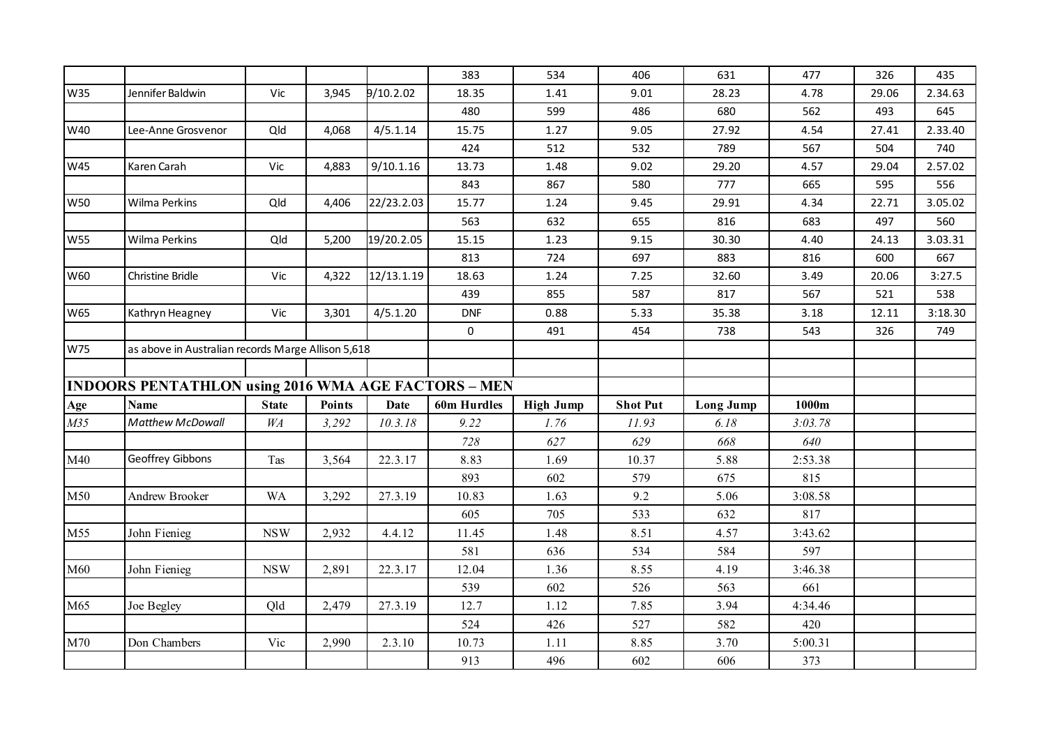| | | | | | 383 | 534 | 406 | 631 | 477 | 326 | 435 |
|---|---|---|---|---|---|---|---|---|---|---|---|
| W35 | Jennifer Baldwin | Vic | 3,945 | 9/10.2.02 | 18.35 | 1.41 | 9.01 | 28.23 | 4.78 | 29.06 | 2.34.63 |
| | | | | | 480 | 599 | 486 | 680 | 562 | 493 | 645 |
| W40 | Lee-Anne Grosvenor | Qld | 4,068 | 4/5.1.14 | 15.75 | 1.27 | 9.05 | 27.92 | 4.54 | 27.41 | 2.33.40 |
| | | | | | 424 | 512 | 532 | 789 | 567 | 504 | 740 |
| W45 | Karen Carah | Vic | 4,883 | 9/10.1.16 | 13.73 | 1.48 | 9.02 | 29.20 | 4.57 | 29.04 | 2.57.02 |
| | | | | | 843 | 867 | 580 | 777 | 665 | 595 | 556 |
| W50 | Wilma Perkins | Qld | 4,406 | 22/23.2.03 | 15.77 | 1.24 | 9.45 | 29.91 | 4.34 | 22.71 | 3.05.02 |
| | | | | | 563 | 632 | 655 | 816 | 683 | 497 | 560 |
| W55 | Wilma Perkins | Qld | 5,200 | 19/20.2.05 | 15.15 | 1.23 | 9.15 | 30.30 | 4.40 | 24.13 | 3.03.31 |
| | | | | | 813 | 724 | 697 | 883 | 816 | 600 | 667 |
| W60 | Christine Bridle | Vic | 4,322 | 12/13.1.19 | 18.63 | 1.24 | 7.25 | 32.60 | 3.49 | 20.06 | 3:27.5 |
| | | | | | 439 | 855 | 587 | 817 | 567 | 521 | 538 |
| W65 | Kathryn Heagney | Vic | 3,301 | 4/5.1.20 | DNF | 0.88 | 5.33 | 35.38 | 3.18 | 12.11 | 3:18.30 |
| | | | | | 0 | 491 | 454 | 738 | 543 | 326 | 749 |
| W75 | as above in Australian records Marge Allison 5,618 | | | | | | | | | | |

## INDOORS PENTATHLON using 2016 WMA AGE FACTORS – MEN

| Age | Name | State | Points | Date | 60m Hurdles | High Jump | Shot Put | Long Jump | 1000m |
|---|---|---|---|---|---|---|---|---|---|
| *M35* | *Matthew McDowall* | *WA* | *3,292* | *10.3.18* | *9.22* | *1.76* | *11.93* | *6.18* | *3:03.78* |
| | | | | | *728* | *627* | *629* | *668* | *640* |
| M40 | Geoffrey Gibbons | Tas | 3,564 | 22.3.17 | 8.83 | 1.69 | 10.37 | 5.88 | 2:53.38 |
| | | | | | 893 | 602 | 579 | 675 | 815 |
| M50 | Andrew Brooker | WA | 3,292 | 27.3.19 | 10.83 | 1.63 | 9.2 | 5.06 | 3:08.58 |
| | | | | | 605 | 705 | 533 | 632 | 817 |
| M55 | John Fienieg | NSW | 2,932 | 4.4.12 | 11.45 | 1.48 | 8.51 | 4.57 | 3:43.62 |
| | | | | | 581 | 636 | 534 | 584 | 597 |
| M60 | John Fienieg | NSW | 2,891 | 22.3.17 | 12.04 | 1.36 | 8.55 | 4.19 | 3:46.38 |
| | | | | | 539 | 602 | 526 | 563 | 661 |
| M65 | Joe Begley | Qld | 2,479 | 27.3.19 | 12.7 | 1.12 | 7.85 | 3.94 | 4:34.46 |
| | | | | | 524 | 426 | 527 | 582 | 420 |
| M70 | Don Chambers | Vic | 2,990 | 2.3.10 | 10.73 | 1.11 | 8.85 | 3.70 | 5:00.31 |
| | | | | | 913 | 496 | 602 | 606 | 373 |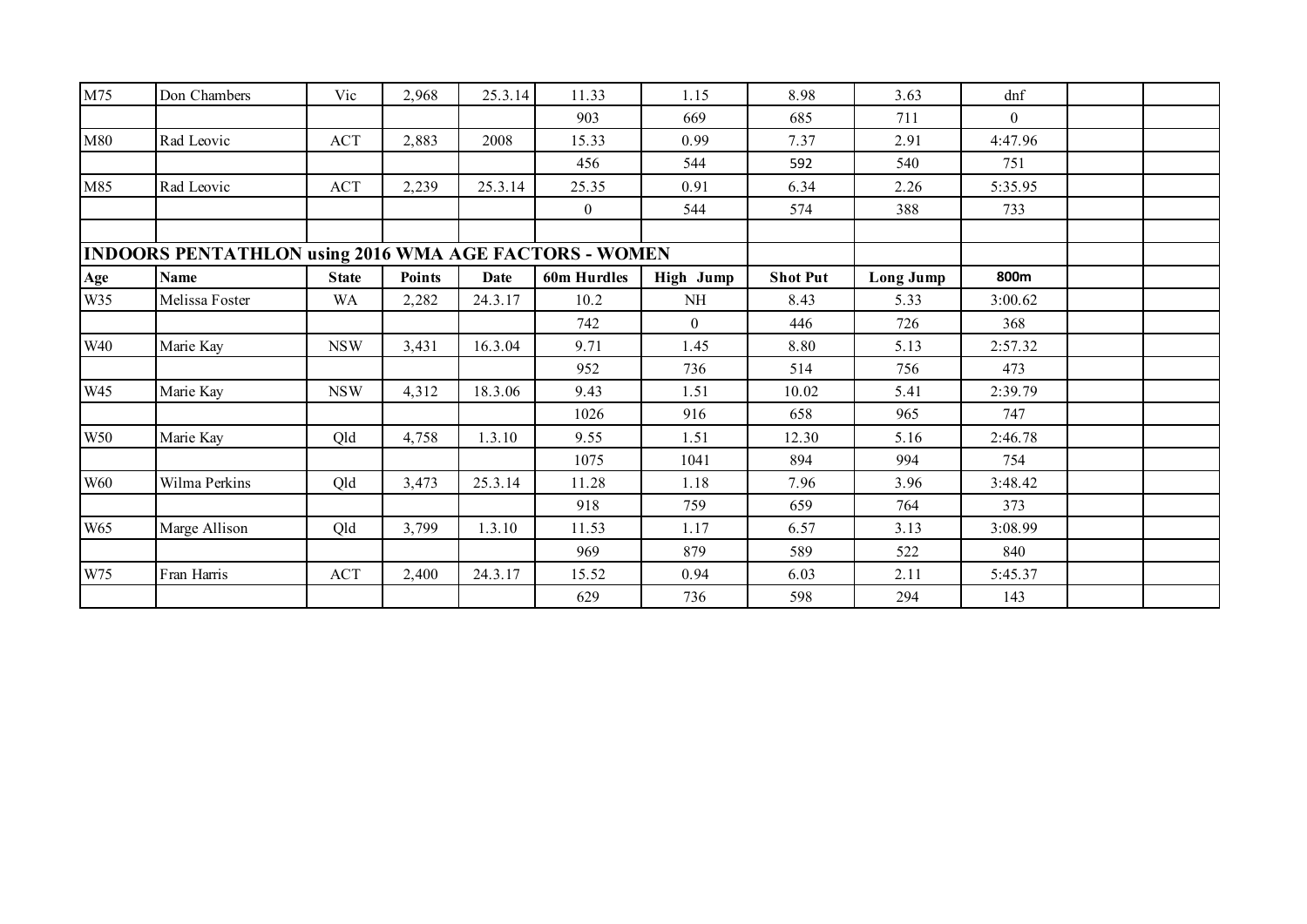| | | | | | | | | | | | |
|---|---|---|---|---|---|---|---|---|---|---|---|
| M75 | Don Chambers | Vic | 2,968 | 25.3.14 | 11.33 | 1.15 | 8.98 | 3.63 | dnf | | |
| | | | | | 903 | 669 | 685 | 711 | 0 | | |
| M80 | Rad Leovic | ACT | 2,883 | 2008 | 15.33 | 0.99 | 7.37 | 2.91 | 4:47.96 | | |
| | | | | | 456 | 544 | 592 | 540 | 751 | | |
| M85 | Rad Leovic | ACT | 2,239 | 25.3.14 | 25.35 | 0.91 | 6.34 | 2.26 | 5:35.95 | | |
| | | | | | 0 | 544 | 574 | 388 | 733 | | |

## INDOORS PENTATHLON using 2016 WMA AGE FACTORS - WOMEN

| Age | Name | State | Points | Date | 60m Hurdles | High Jump | Shot Put | Long Jump | 800m | | |
|---|---|---|---|---|---|---|---|---|---|---|---|
| W35 | Melissa Foster | WA | 2,282 | 24.3.17 | 10.2 | NH | 8.43 | 5.33 | 3:00.62 | | |
| | | | | | 742 | 0 | 446 | 726 | 368 | | |
| W40 | Marie Kay | NSW | 3,431 | 16.3.04 | 9.71 | 1.45 | 8.80 | 5.13 | 2:57.32 | | |
| | | | | | 952 | 736 | 514 | 756 | 473 | | |
| W45 | Marie Kay | NSW | 4,312 | 18.3.06 | 9.43 | 1.51 | 10.02 | 5.41 | 2:39.79 | | |
| | | | | | 1026 | 916 | 658 | 965 | 747 | | |
| W50 | Marie Kay | Qld | 4,758 | 1.3.10 | 9.55 | 1.51 | 12.30 | 5.16 | 2:46.78 | | |
| | | | | | 1075 | 1041 | 894 | 994 | 754 | | |
| W60 | Wilma Perkins | Qld | 3,473 | 25.3.14 | 11.28 | 1.18 | 7.96 | 3.96 | 3:48.42 | | |
| | | | | | 918 | 759 | 659 | 764 | 373 | | |
| W65 | Marge Allison | Qld | 3,799 | 1.3.10 | 11.53 | 1.17 | 6.57 | 3.13 | 3:08.99 | | |
| | | | | | 969 | 879 | 589 | 522 | 840 | | |
| W75 | Fran Harris | ACT | 2,400 | 24.3.17 | 15.52 | 0.94 | 6.03 | 2.11 | 5:45.37 | | |
| | | | | | 629 | 736 | 598 | 294 | 143 | | |